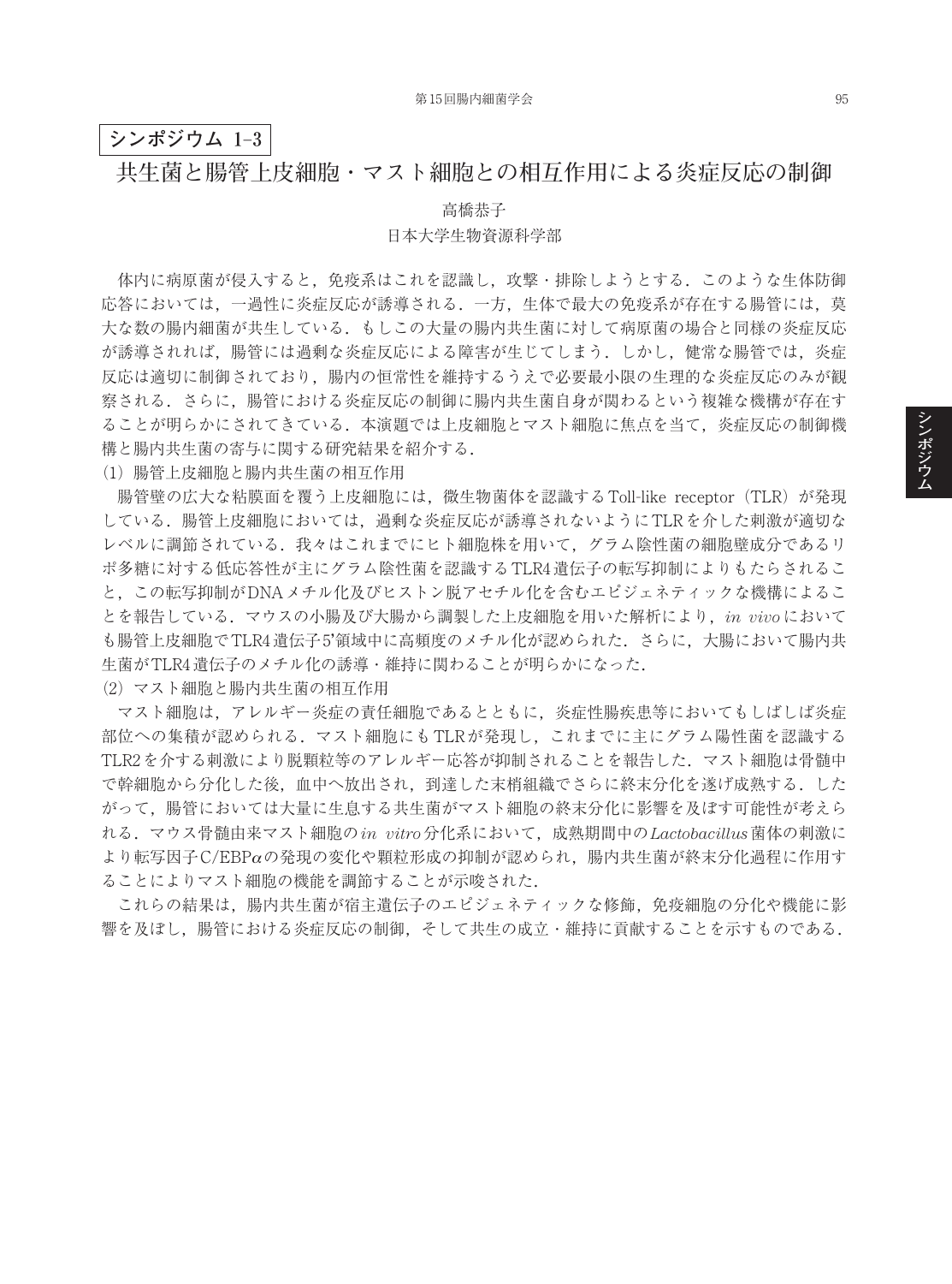**シンポジウム 1–3**

# 共生菌と腸管上皮細胞・マスト細胞との相互作用による炎症反応の制御

高橋恭子

日本大学生物資源科学部

体内に病原菌が侵入すると，免疫系はこれを認識し，攻撃・排除しようとする．このような生体防御応答においては，一過性に炎症反応が誘導される．一方，生体で最大の免疫系が存在する腸管には，莫大な数の腸内細菌が共生している．もしこの大量の腸内共生菌に対して病原菌の場合と同様の炎症反応が誘導されれば，腸管には過剰な炎症反応による障害が生じてしまう．しかし，健常な腸管では，炎症反応は適切に制御されており，腸内の恒常性を維持するうえで必要最小限の生理的な炎症反応のみが観察される．さらに，腸管における炎症反応の制御に腸内共生菌自身が関わるという複雑な機構が存在することが明らかにされてきている．本演題では上皮細胞とマスト細胞に焦点を当て，炎症反応の制御機構と腸内共生菌の寄与に関する研究結果を紹介する．

(1) 腸管上皮細胞と腸内共生菌の相互作用

腸管壁の広大な粘膜面を覆う上皮細胞には，微生物菌体を認識するToll-like receptor（TLR）が発現している．腸管上皮細胞においては，過剰な炎症反応が誘導されないようにTLRを介した刺激が適切なレベルに調節されている．我々はこれまでにヒト細胞株を用いて，グラム陰性菌の細胞壁成分であるリポ多糖に対する低応答性が主にグラム陰性菌を認識するTLR4遺伝子の転写抑制によりもたらされること，この転写抑制がDNAメチル化及びヒストン脱アセチル化を含むエピジェネティックな機構によることを報告している．マウスの小腸及び大腸から調製した上皮細胞を用いた解析により，*in vivo*においても腸管上皮細胞でTLR4遺伝子5'領域中に高頻度のメチル化が認められた．さらに，大腸において腸内共生菌がTLR4遺伝子のメチル化の誘導・維持に関わることが明らかになった．

(2) マスト細胞と腸内共生菌の相互作用

マスト細胞は，アレルギー炎症の責任細胞であるとともに，炎症性腸疾患等においてもしばしば炎症部位への集積が認められる．マスト細胞にもTLRが発現し，これまでに主にグラム陽性菌を認識するTLR2を介する刺激により脱顆粒等のアレルギー応答が抑制されることを報告した．マスト細胞は骨髄中で幹細胞から分化した後，血中へ放出され，到達した末梢組織でさらに終末分化を遂げ成熟する．したがって，腸管においては大量に生息する共生菌がマスト細胞の終末分化に影響を及ぼす可能性が考えられる．マウス骨髄由来マスト細胞の*in vitro*分化系において，成熟期間中の*Lactobacillus*菌体の刺激により転写因子C/EBP$\alpha$の発現の変化や顆粒形成の抑制が認められ，腸内共生菌が終末分化過程に作用することによりマスト細胞の機能を調節することが示唆された．

これらの結果は，腸内共生菌が宿主遺伝子のエピジェネティックな修飾，免疫細胞の分化や機能に影響を及ぼし，腸管における炎症反応の制御，そして共生の成立・維持に貢献することを示すものである．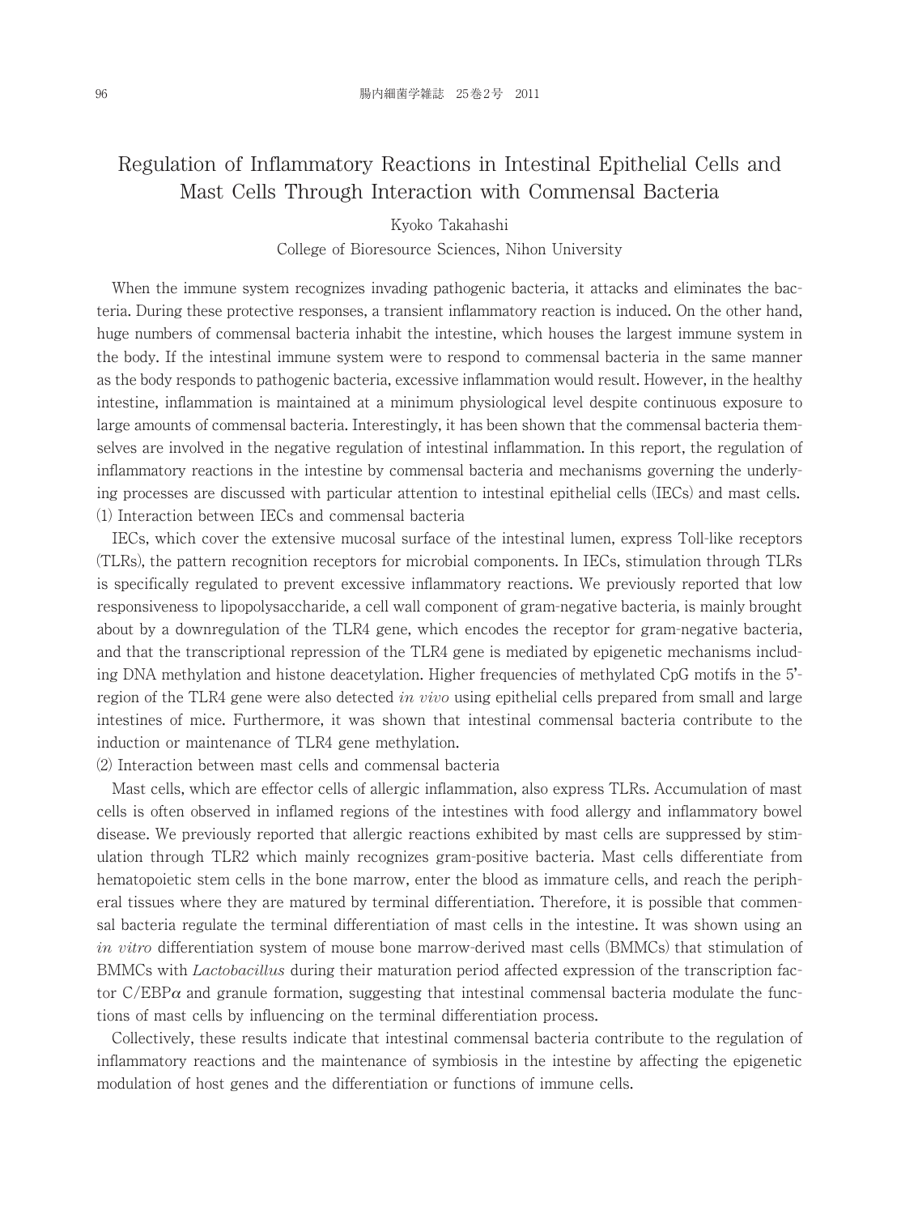# Regulation of Inflammatory Reactions in Intestinal Epithelial Cells and Mast Cells Through Interaction with Commensal Bacteria

Kyoko Takahashi

College of Bioresource Sciences, Nihon University

When the immune system recognizes invading pathogenic bacteria, it attacks and eliminates the bacteria. During these protective responses, a transient inflammatory reaction is induced. On the other hand, huge numbers of commensal bacteria inhabit the intestine, which houses the largest immune system in the body. If the intestinal immune system were to respond to commensal bacteria in the same manner as the body responds to pathogenic bacteria, excessive inflammation would result. However, in the healthy intestine, inflammation is maintained at a minimum physiological level despite continuous exposure to large amounts of commensal bacteria. Interestingly, it has been shown that the commensal bacteria themselves are involved in the negative regulation of intestinal inflammation. In this report, the regulation of inflammatory reactions in the intestine by commensal bacteria and mechanisms governing the underlying processes are discussed with particular attention to intestinal epithelial cells (IECs) and mast cells.

(1) Interaction between IECs and commensal bacteria

IECs, which cover the extensive mucosal surface of the intestinal lumen, express Toll-like receptors (TLRs), the pattern recognition receptors for microbial components. In IECs, stimulation through TLRs is specifically regulated to prevent excessive inflammatory reactions. We previously reported that low responsiveness to lipopolysaccharide, a cell wall component of gram-negative bacteria, is mainly brought about by a downregulation of the TLR4 gene, which encodes the receptor for gram-negative bacteria, and that the transcriptional repression of the TLR4 gene is mediated by epigenetic mechanisms including DNA methylation and histone deacetylation. Higher frequencies of methylated CpG motifs in the 5'-region of the TLR4 gene were also detected *in vivo* using epithelial cells prepared from small and large intestines of mice. Furthermore, it was shown that intestinal commensal bacteria contribute to the induction or maintenance of TLR4 gene methylation.

(2) Interaction between mast cells and commensal bacteria

Mast cells, which are effector cells of allergic inflammation, also express TLRs. Accumulation of mast cells is often observed in inflamed regions of the intestines with food allergy and inflammatory bowel disease. We previously reported that allergic reactions exhibited by mast cells are suppressed by stimulation through TLR2 which mainly recognizes gram-positive bacteria. Mast cells differentiate from hematopoietic stem cells in the bone marrow, enter the blood as immature cells, and reach the peripheral tissues where they are matured by terminal differentiation. Therefore, it is possible that commensal bacteria regulate the terminal differentiation of mast cells in the intestine. It was shown using an *in vitro* differentiation system of mouse bone marrow-derived mast cells (BMMCs) that stimulation of BMMCs with *Lactobacillus* during their maturation period affected expression of the transcription factor C/EBP$\alpha$ and granule formation, suggesting that intestinal commensal bacteria modulate the functions of mast cells by influencing on the terminal differentiation process.

Collectively, these results indicate that intestinal commensal bacteria contribute to the regulation of inflammatory reactions and the maintenance of symbiosis in the intestine by affecting the epigenetic modulation of host genes and the differentiation or functions of immune cells.